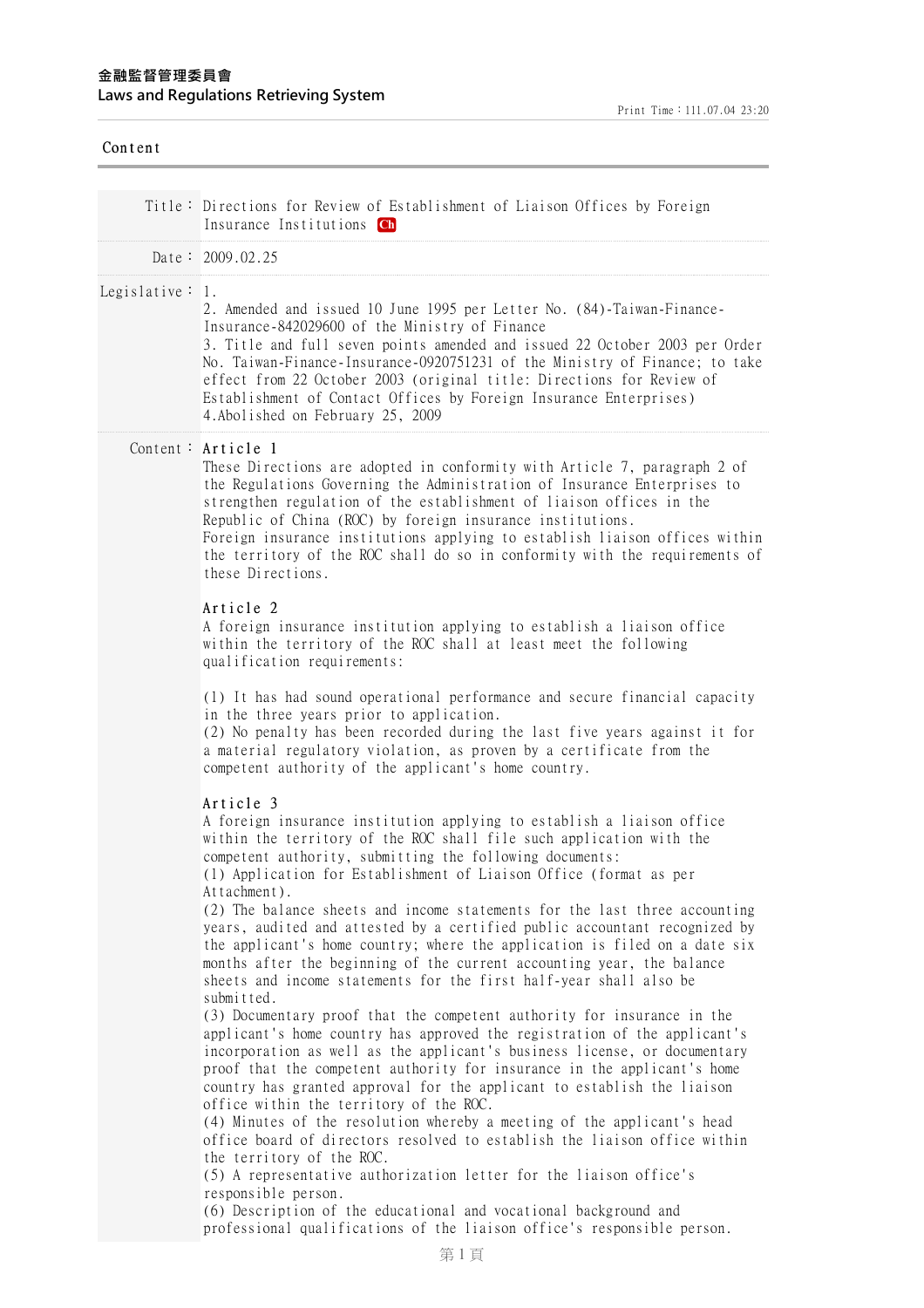金融監督管理委員會
Laws and Regulations Retrieving System

Print Time：111.07.04 23:20

Content

| | |
|---|---|
| Title： | Directions for Review of Establishment of Liaison Offices by Foreign Insurance Institutions Ch |
| Date： | 2009.02.25 |
| Legislative： | 1.<br>2. Amended and issued 10 June 1995 per Letter No. (84)-Taiwan-Finance-Insurance-842029600 of the Ministry of Finance<br>3. Title and full seven points amended and issued 22 October 2003 per Order No. Taiwan-Finance-Insurance-0920751231 of the Ministry of Finance; to take effect from 22 October 2003 (original title: Directions for Review of Establishment of Contact Offices by Foreign Insurance Enterprises)<br>4.Abolished on February 25, 2009 |

Content：

**Article 1**

These Directions are adopted in conformity with Article 7, paragraph 2 of the Regulations Governing the Administration of Insurance Enterprises to strengthen regulation of the establishment of liaison offices in the Republic of China (ROC) by foreign insurance institutions.
Foreign insurance institutions applying to establish liaison offices within the territory of the ROC shall do so in conformity with the requirements of these Directions.

**Article 2**

A foreign insurance institution applying to establish a liaison office within the territory of the ROC shall at least meet the following qualification requirements:

(1) It has had sound operational performance and secure financial capacity in the three years prior to application.
(2) No penalty has been recorded during the last five years against it for a material regulatory violation, as proven by a certificate from the competent authority of the applicant's home country.

**Article 3**

A foreign insurance institution applying to establish a liaison office within the territory of the ROC shall file such application with the competent authority, submitting the following documents:
(1) Application for Establishment of Liaison Office (format as per Attachment).
(2) The balance sheets and income statements for the last three accounting years, audited and attested by a certified public accountant recognized by the applicant's home country; where the application is filed on a date six months after the beginning of the current accounting year, the balance sheets and income statements for the first half-year shall also be submitted.
(3) Documentary proof that the competent authority for insurance in the applicant's home country has approved the registration of the applicant's incorporation as well as the applicant's business license, or documentary proof that the competent authority for insurance in the applicant's home country has granted approval for the applicant to establish the liaison office within the territory of the ROC.
(4) Minutes of the resolution whereby a meeting of the applicant's head office board of directors resolved to establish the liaison office within the territory of the ROC.
(5) A representative authorization letter for the liaison office's responsible person.
(6) Description of the educational and vocational background and professional qualifications of the liaison office's responsible person.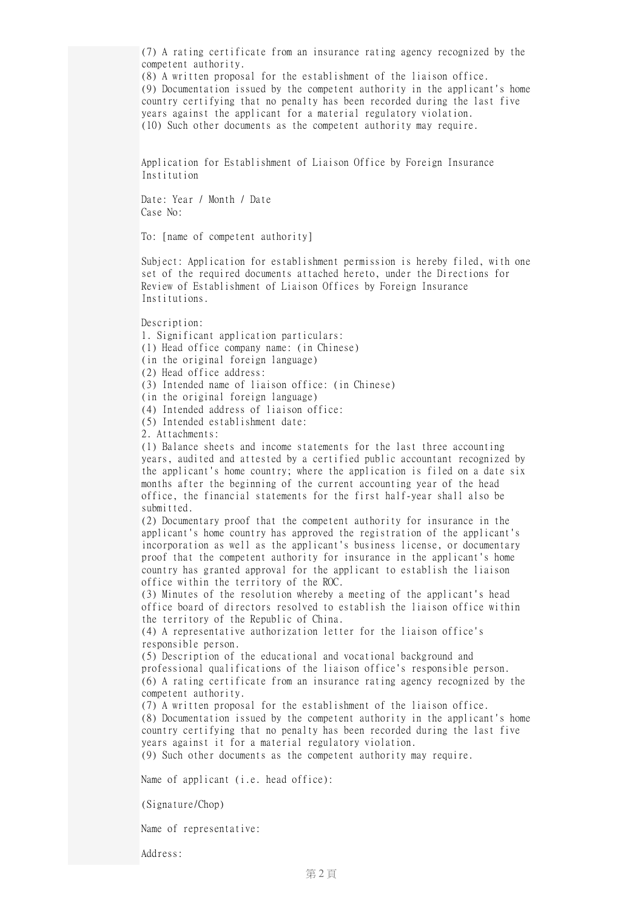(7) A rating certificate from an insurance rating agency recognized by the competent authority.
(8) A written proposal for the establishment of the liaison office.
(9) Documentation issued by the competent authority in the applicant's home country certifying that no penalty has been recorded during the last five years against the applicant for a material regulatory violation.
(10) Such other documents as the competent authority may require.

Application for Establishment of Liaison Office by Foreign Insurance Institution

Date: Year / Month / Date
Case No:

To: [name of competent authority]

Subject: Application for establishment permission is hereby filed, with one set of the required documents attached hereto, under the Directions for Review of Establishment of Liaison Offices by Foreign Insurance Institutions.

Description:
1. Significant application particulars:
(1) Head office company name: (in Chinese)
(in the original foreign language)
(2) Head office address:
(3) Intended name of liaison office: (in Chinese)
(in the original foreign language)
(4) Intended address of liaison office:
(5) Intended establishment date:
2. Attachments:
(1) Balance sheets and income statements for the last three accounting years, audited and attested by a certified public accountant recognized by the applicant's home country; where the application is filed on a date six months after the beginning of the current accounting year of the head office, the financial statements for the first half-year shall also be submitted.
(2) Documentary proof that the competent authority for insurance in the applicant's home country has approved the registration of the applicant's incorporation as well as the applicant's business license, or documentary proof that the competent authority for insurance in the applicant's home country has granted approval for the applicant to establish the liaison office within the territory of the ROC.
(3) Minutes of the resolution whereby a meeting of the applicant's head office board of directors resolved to establish the liaison office within the territory of the Republic of China.
(4) A representative authorization letter for the liaison office's responsible person.
(5) Description of the educational and vocational background and professional qualifications of the liaison office's responsible person.
(6) A rating certificate from an insurance rating agency recognized by the competent authority.
(7) A written proposal for the establishment of the liaison office.
(8) Documentation issued by the competent authority in the applicant's home country certifying that no penalty has been recorded during the last five years against it for a material regulatory violation.
(9) Such other documents as the competent authority may require.

Name of applicant (i.e. head office):

(Signature/Chop)

Name of representative:

Address: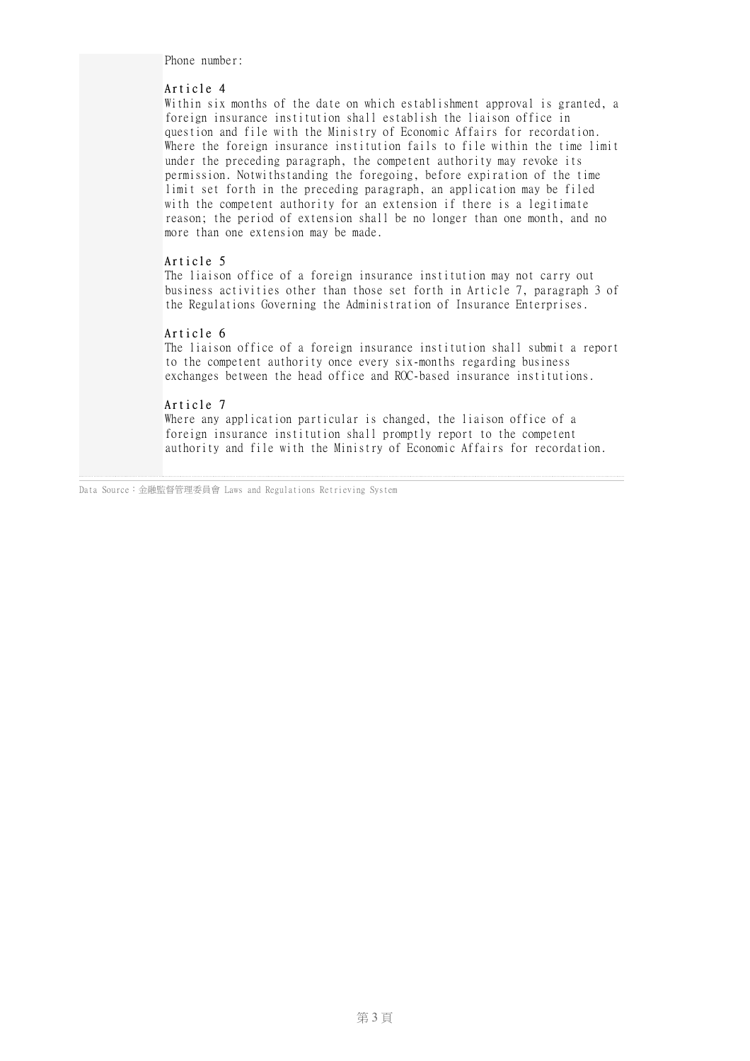Phone number:

### Article 4

Within six months of the date on which establishment approval is granted, a foreign insurance institution shall establish the liaison office in question and file with the Ministry of Economic Affairs for recordation. Where the foreign insurance institution fails to file within the time limit under the preceding paragraph, the competent authority may revoke its permission. Notwithstanding the foregoing, before expiration of the time limit set forth in the preceding paragraph, an application may be filed with the competent authority for an extension if there is a legitimate reason; the period of extension shall be no longer than one month, and no more than one extension may be made.

### Article 5

The liaison office of a foreign insurance institution may not carry out business activities other than those set forth in Article 7, paragraph 3 of the Regulations Governing the Administration of Insurance Enterprises.

### Article 6

The liaison office of a foreign insurance institution shall submit a report to the competent authority once every six-months regarding business exchanges between the head office and ROC-based insurance institutions.

### Article 7

Where any application particular is changed, the liaison office of a foreign insurance institution shall promptly report to the competent authority and file with the Ministry of Economic Affairs for recordation.

Data Source：金融監督管理委員會 Laws and Regulations Retrieving System